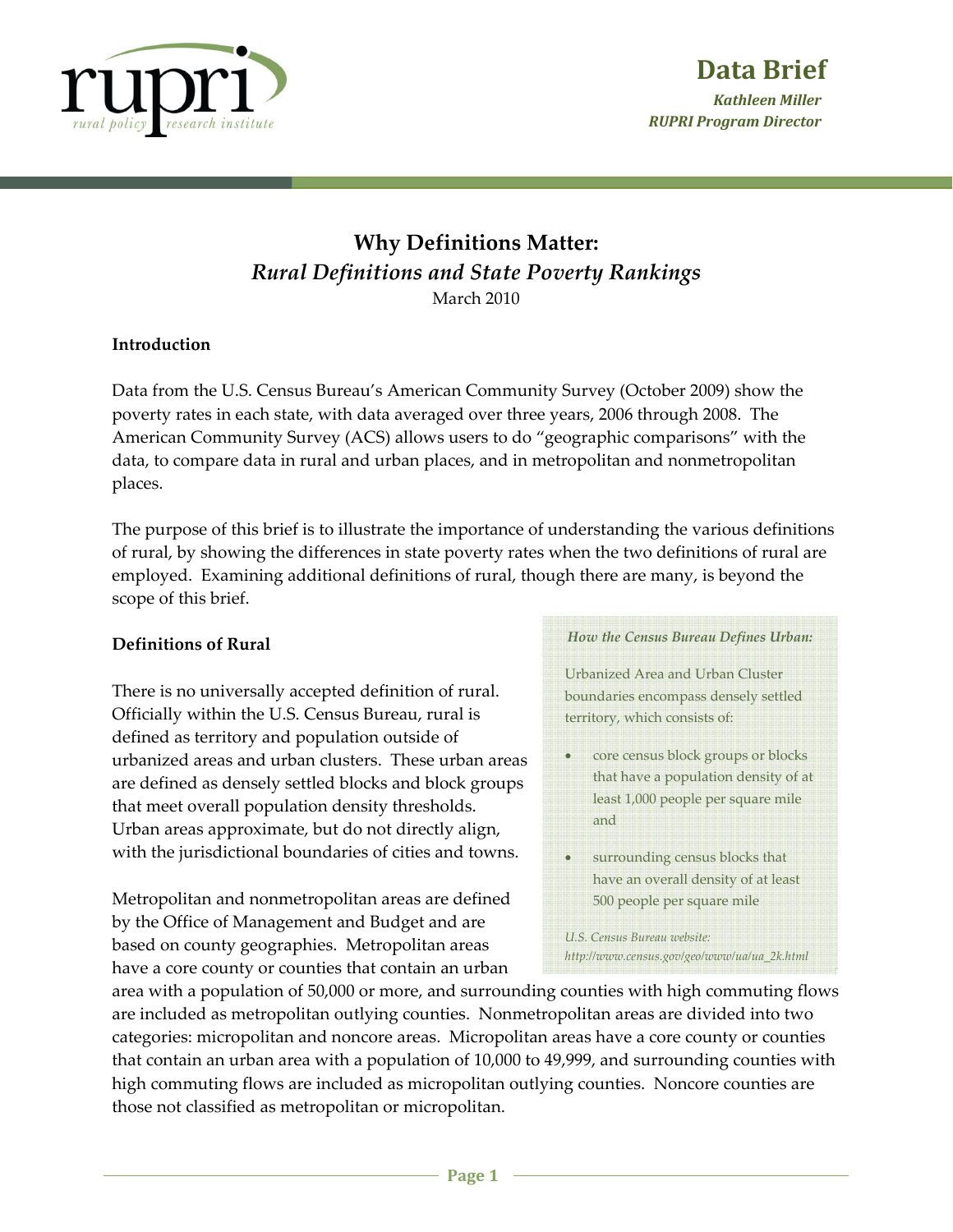**Data Brief**

***Kathleen Miller***
***RUPRI Program Director***

# Why Definitions Matter:
## *Rural Definitions and State Poverty Rankings*

March 2010

### Introduction

Data from the U.S. Census Bureau's American Community Survey (October 2009) show the poverty rates in each state, with data averaged over three years, 2006 through 2008. The American Community Survey (ACS) allows users to do "geographic comparisons" with the data, to compare data in rural and urban places, and in metropolitan and nonmetropolitan places.

The purpose of this brief is to illustrate the importance of understanding the various definitions of rural, by showing the differences in state poverty rates when the two definitions of rural are employed. Examining additional definitions of rural, though there are many, is beyond the scope of this brief.

### Definitions of Rural

There is no universally accepted definition of rural. Officially within the U.S. Census Bureau, rural is defined as territory and population outside of urbanized areas and urban clusters. These urban areas are defined as densely settled blocks and block groups that meet overall population density thresholds. Urban areas approximate, but do not directly align, with the jurisdictional boundaries of cities and towns.

> ***How the Census Bureau Defines Urban:***
>
> Urbanized Area and Urban Cluster boundaries encompass densely settled territory, which consists of:
>
> - core census block groups or blocks that have a population density of at least 1,000 people per square mile and
> - surrounding census blocks that have an overall density of at least 500 people per square mile
>
> *U.S. Census Bureau website: http://www.census.gov/geo/www/ua/ua_2k.html*

Metropolitan and nonmetropolitan areas are defined by the Office of Management and Budget and are based on county geographies. Metropolitan areas have a core county or counties that contain an urban area with a population of 50,000 or more, and surrounding counties with high commuting flows are included as metropolitan outlying counties. Nonmetropolitan areas are divided into two categories: micropolitan and noncore areas. Micropolitan areas have a core county or counties that contain an urban area with a population of 10,000 to 49,999, and surrounding counties with high commuting flows are included as micropolitan outlying counties. Noncore counties are those not classified as metropolitan or micropolitan.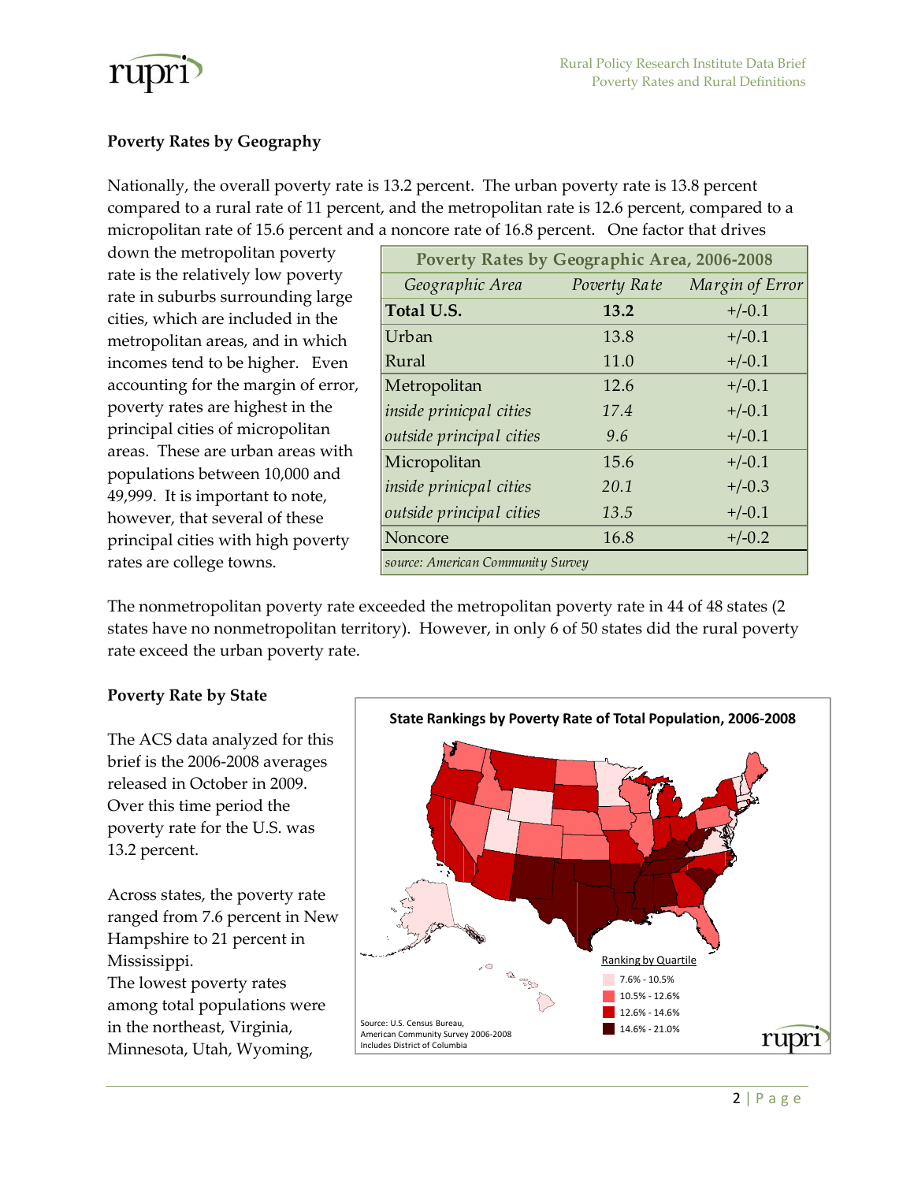## Poverty Rates by Geography

Nationally, the overall poverty rate is 13.2 percent. The urban poverty rate is 13.8 percent compared to a rural rate of 11 percent, and the metropolitan rate is 12.6 percent, compared to a micropolitan rate of 15.6 percent and a noncore rate of 16.8 percent. One factor that drives down the metropolitan poverty rate is the relatively low poverty rate in suburbs surrounding large cities, which are included in the metropolitan areas, and in which incomes tend to be higher. Even accounting for the margin of error, poverty rates are highest in the principal cities of micropolitan areas. These are urban areas with populations between 10,000 and 49,999. It is important to note, however, that several of these principal cities with high poverty rates are college towns.

**Poverty Rates by Geographic Area, 2006-2008**

| *Geographic Area* | *Poverty Rate* | *Margin of Error* |
|---|---|---|
| **Total U.S.** | **13.2** | +/-0.1 |
| Urban | 13.8 | +/-0.1 |
| Rural | 11.0 | +/-0.1 |
| Metropolitan | 12.6 | +/-0.1 |
| *inside prinicpal cities* | *17.4* | +/-0.1 |
| *outside principal cities* | *9.6* | +/-0.1 |
| Micropolitan | 15.6 | +/-0.1 |
| *inside prinicpal cities* | *20.1* | +/-0.3 |
| *outside principal cities* | *13.5* | +/-0.1 |
| Noncore | 16.8 | +/-0.2 |

*source: American Community Survey*

The nonmetropolitan poverty rate exceeded the metropolitan poverty rate in 44 of 48 states (2 states have no nonmetropolitan territory). However, in only 6 of 50 states did the rural poverty rate exceed the urban poverty rate.

## Poverty Rate by State

The ACS data analyzed for this brief is the 2006-2008 averages released in October in 2009. Over this time period the poverty rate for the U.S. was 13.2 percent.

Across states, the poverty rate ranged from 7.6 percent in New Hampshire to 21 percent in Mississippi.

The lowest poverty rates among total populations were in the northeast, Virginia, Minnesota, Utah, Wyoming,

**State Rankings by Poverty Rate of Total Population, 2006-2008**

Ranking by Quartile: 7.6% - 10.5%; 10.5% - 12.6%; 12.6% - 14.6%; 14.6% - 21.0%

Source: U.S. Census Bureau, American Community Survey 2006-2008
Includes District of Columbia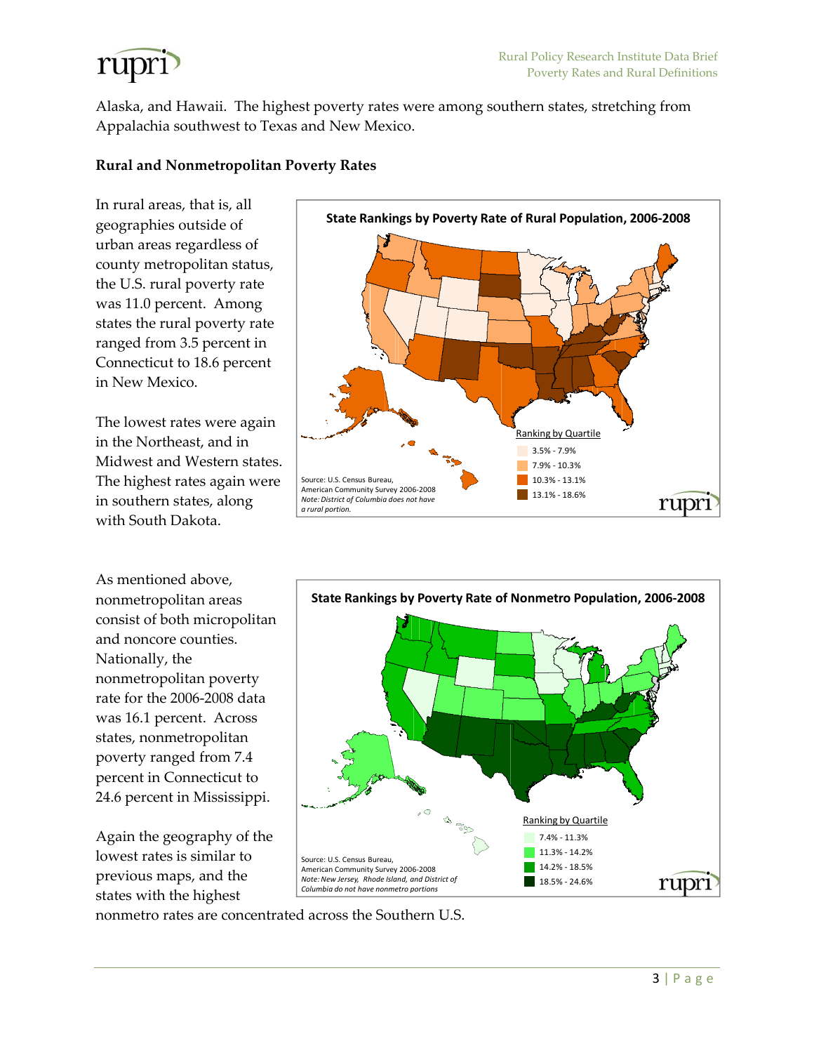Alaska, and Hawaii. The highest poverty rates were among southern states, stretching from Appalachia southwest to Texas and New Mexico.

**Rural and Nonmetropolitan Poverty Rates**

In rural areas, that is, all geographies outside of urban areas regardless of county metropolitan status, the U.S. rural poverty rate was 11.0 percent. Among states the rural poverty rate ranged from 3.5 percent in Connecticut to 18.6 percent in New Mexico.

The lowest rates were again in the Northeast, and in Midwest and Western states. The highest rates again were in southern states, along with South Dakota.

**State Rankings by Poverty Rate of Rural Population, 2006-2008**

Ranking by Quartile
- 3.5% - 7.9%
- 7.9% - 10.3%
- 10.3% - 13.1%
- 13.1% - 18.6%

Source: U.S. Census Bureau, American Community Survey 2006-2008
*Note: District of Columbia does not have a rural portion.*

As mentioned above, nonmetropolitan areas consist of both micropolitan and noncore counties. Nationally, the nonmetropolitan poverty rate for the 2006-2008 data was 16.1 percent. Across states, nonmetropolitan poverty ranged from 7.4 percent in Connecticut to 24.6 percent in Mississippi.

Again the geography of the lowest rates is similar to previous maps, and the states with the highest nonmetro rates are concentrated across the Southern U.S.

**State Rankings by Poverty Rate of Nonmetro Population, 2006-2008**

Ranking by Quartile
- 7.4% - 11.3%
- 11.3% - 14.2%
- 14.2% - 18.5%
- 18.5% - 24.6%

Source: U.S. Census Bureau, American Community Survey 2006-2008
*Note: New Jersey, Rhode Island, and District of Columbia do not have nonmetro portions*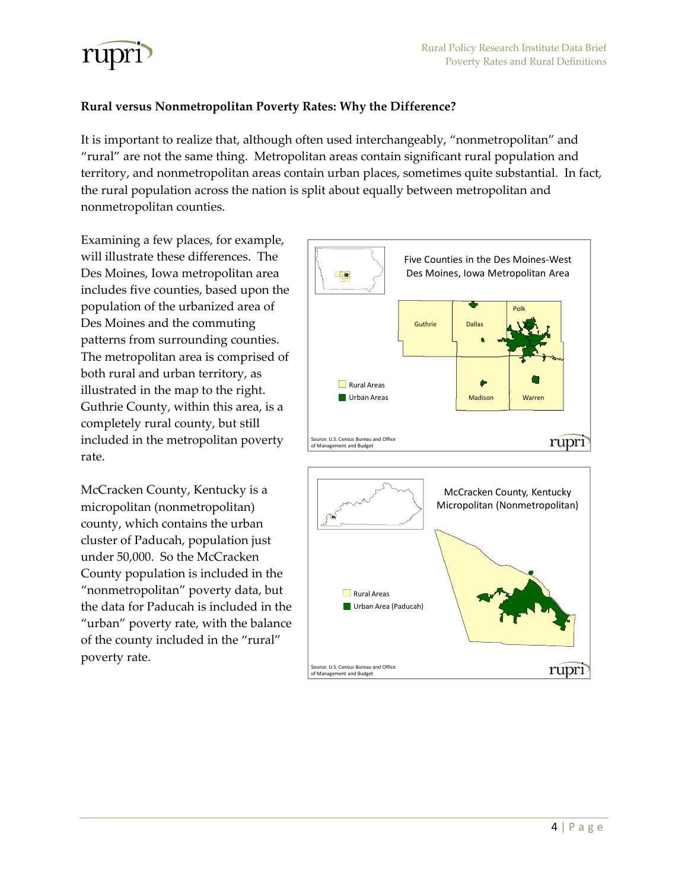**Rural versus Nonmetropolitan Poverty Rates: Why the Difference?**

It is important to realize that, although often used interchangeably, "nonmetropolitan" and "rural" are not the same thing. Metropolitan areas contain significant rural population and territory, and nonmetropolitan areas contain urban places, sometimes quite substantial. In fact, the rural population across the nation is split about equally between metropolitan and nonmetropolitan counties.

Examining a few places, for example, will illustrate these differences. The Des Moines, Iowa metropolitan area includes five counties, based upon the population of the urbanized area of Des Moines and the commuting patterns from surrounding counties. The metropolitan area is comprised of both rural and urban territory, as illustrated in the map to the right. Guthrie County, within this area, is a completely rural county, but still included in the metropolitan poverty rate.

Five Counties in the Des Moines-West Des Moines, Iowa Metropolitan Area

Source: U.S. Census Bureau and Office of Management and Budget

McCracken County, Kentucky is a micropolitan (nonmetropolitan) county, which contains the urban cluster of Paducah, population just under 50,000. So the McCracken County population is included in the "nonmetropolitan" poverty data, but the data for Paducah is included in the "urban" poverty rate, with the balance of the county included in the "rural" poverty rate.

McCracken County, Kentucky Micropolitan (Nonmetropolitan)

Source: U.S. Census Bureau and Office of Management and Budget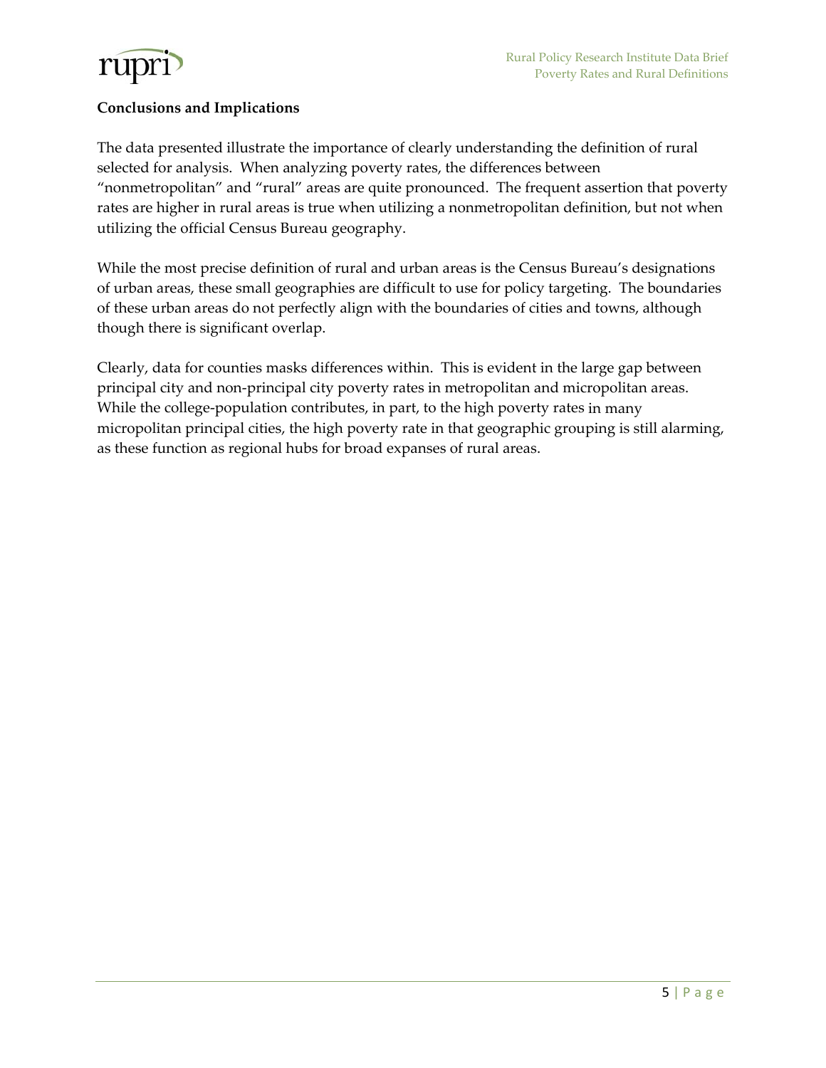**Conclusions and Implications**

The data presented illustrate the importance of clearly understanding the definition of rural selected for analysis. When analyzing poverty rates, the differences between "nonmetropolitan" and "rural" areas are quite pronounced. The frequent assertion that poverty rates are higher in rural areas is true when utilizing a nonmetropolitan definition, but not when utilizing the official Census Bureau geography.

While the most precise definition of rural and urban areas is the Census Bureau's designations of urban areas, these small geographies are difficult to use for policy targeting. The boundaries of these urban areas do not perfectly align with the boundaries of cities and towns, although though there is significant overlap.

Clearly, data for counties masks differences within. This is evident in the large gap between principal city and non-principal city poverty rates in metropolitan and micropolitan areas. While the college-population contributes, in part, to the high poverty rates in many micropolitan principal cities, the high poverty rate in that geographic grouping is still alarming, as these function as regional hubs for broad expanses of rural areas.